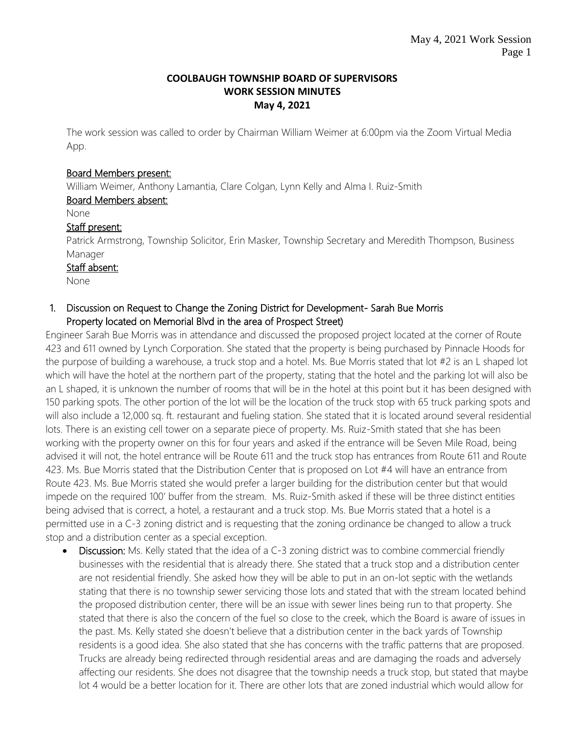# COOLBAUGH TOWNSHIP BOARD OF SUPERVISORS
## WORK SESSION MINUTES
### May 4, 2021

The work session was called to order by Chairman William Weimer at 6:00pm via the Zoom Virtual Media App.

**Board Members present:**
William Weimer, Anthony Lamantia, Clare Colgan, Lynn Kelly and Alma I. Ruiz-Smith

**Board Members absent:**
None

**Staff present:**
Patrick Armstrong, Township Solicitor, Erin Masker, Township Secretary and Meredith Thompson, Business Manager

**Staff absent:**
None

1. Discussion on Request to Change the Zoning District for Development- Sarah Bue Morris Property located on Memorial Blvd in the area of Prospect Street)

Engineer Sarah Bue Morris was in attendance and discussed the proposed project located at the corner of Route 423 and 611 owned by Lynch Corporation. She stated that the property is being purchased by Pinnacle Hoods for the purpose of building a warehouse, a truck stop and a hotel. Ms. Bue Morris stated that lot #2 is an L shaped lot which will have the hotel at the northern part of the property, stating that the hotel and the parking lot will also be an L shaped, it is unknown the number of rooms that will be in the hotel at this point but it has been designed with 150 parking spots. The other portion of the lot will be the location of the truck stop with 65 truck parking spots and will also include a 12,000 sq. ft. restaurant and fueling station. She stated that it is located around several residential lots. There is an existing cell tower on a separate piece of property. Ms. Ruiz-Smith stated that she has been working with the property owner on this for four years and asked if the entrance will be Seven Mile Road, being advised it will not, the hotel entrance will be Route 611 and the truck stop has entrances from Route 611 and Route 423. Ms. Bue Morris stated that the Distribution Center that is proposed on Lot #4 will have an entrance from Route 423. Ms. Bue Morris stated she would prefer a larger building for the distribution center but that would impede on the required 100' buffer from the stream. Ms. Ruiz-Smith asked if these will be three distinct entities being advised that is correct, a hotel, a restaurant and a truck stop. Ms. Bue Morris stated that a hotel is a permitted use in a C-3 zoning district and is requesting that the zoning ordinance be changed to allow a truck stop and a distribution center as a special exception.

- **Discussion:** Ms. Kelly stated that the idea of a C-3 zoning district was to combine commercial friendly businesses with the residential that is already there. She stated that a truck stop and a distribution center are not residential friendly. She asked how they will be able to put in an on-lot septic with the wetlands stating that there is no township sewer servicing those lots and stated that with the stream located behind the proposed distribution center, there will be an issue with sewer lines being run to that property. She stated that there is also the concern of the fuel so close to the creek, which the Board is aware of issues in the past. Ms. Kelly stated she doesn't believe that a distribution center in the back yards of Township residents is a good idea. She also stated that she has concerns with the traffic patterns that are proposed. Trucks are already being redirected through residential areas and are damaging the roads and adversely affecting our residents. She does not disagree that the township needs a truck stop, but stated that maybe lot 4 would be a better location for it. There are other lots that are zoned industrial which would allow for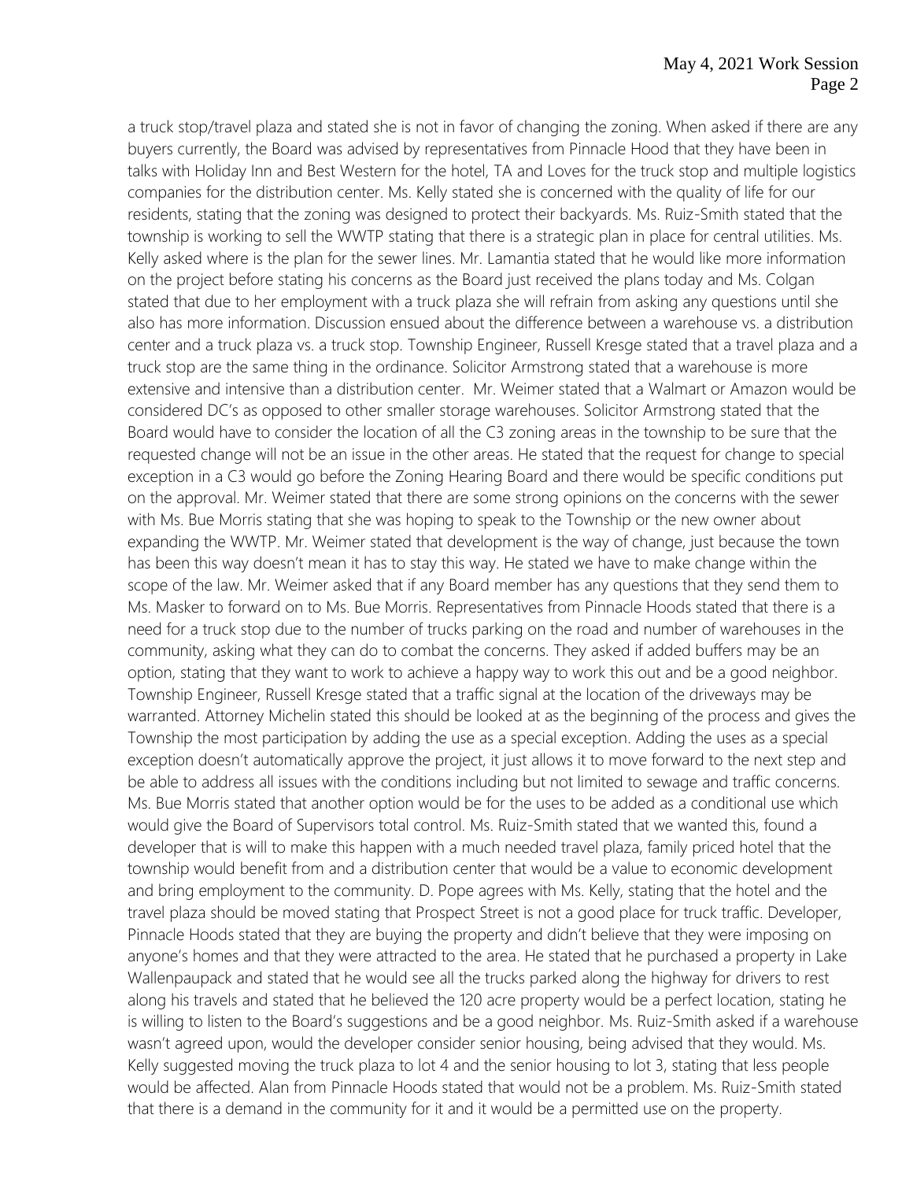a truck stop/travel plaza and stated she is not in favor of changing the zoning. When asked if there are any buyers currently, the Board was advised by representatives from Pinnacle Hood that they have been in talks with Holiday Inn and Best Western for the hotel, TA and Loves for the truck stop and multiple logistics companies for the distribution center. Ms. Kelly stated she is concerned with the quality of life for our residents, stating that the zoning was designed to protect their backyards. Ms. Ruiz-Smith stated that the township is working to sell the WWTP stating that there is a strategic plan in place for central utilities. Ms. Kelly asked where is the plan for the sewer lines. Mr. Lamantia stated that he would like more information on the project before stating his concerns as the Board just received the plans today and Ms. Colgan stated that due to her employment with a truck plaza she will refrain from asking any questions until she also has more information. Discussion ensued about the difference between a warehouse vs. a distribution center and a truck plaza vs. a truck stop. Township Engineer, Russell Kresge stated that a travel plaza and a truck stop are the same thing in the ordinance. Solicitor Armstrong stated that a warehouse is more extensive and intensive than a distribution center. Mr. Weimer stated that a Walmart or Amazon would be considered DC's as opposed to other smaller storage warehouses. Solicitor Armstrong stated that the Board would have to consider the location of all the C3 zoning areas in the township to be sure that the requested change will not be an issue in the other areas. He stated that the request for change to special exception in a C3 would go before the Zoning Hearing Board and there would be specific conditions put on the approval. Mr. Weimer stated that there are some strong opinions on the concerns with the sewer with Ms. Bue Morris stating that she was hoping to speak to the Township or the new owner about expanding the WWTP. Mr. Weimer stated that development is the way of change, just because the town has been this way doesn't mean it has to stay this way. He stated we have to make change within the scope of the law. Mr. Weimer asked that if any Board member has any questions that they send them to Ms. Masker to forward on to Ms. Bue Morris. Representatives from Pinnacle Hoods stated that there is a need for a truck stop due to the number of trucks parking on the road and number of warehouses in the community, asking what they can do to combat the concerns. They asked if added buffers may be an option, stating that they want to work to achieve a happy way to work this out and be a good neighbor. Township Engineer, Russell Kresge stated that a traffic signal at the location of the driveways may be warranted. Attorney Michelin stated this should be looked at as the beginning of the process and gives the Township the most participation by adding the use as a special exception. Adding the uses as a special exception doesn't automatically approve the project, it just allows it to move forward to the next step and be able to address all issues with the conditions including but not limited to sewage and traffic concerns. Ms. Bue Morris stated that another option would be for the uses to be added as a conditional use which would give the Board of Supervisors total control. Ms. Ruiz-Smith stated that we wanted this, found a developer that is will to make this happen with a much needed travel plaza, family priced hotel that the township would benefit from and a distribution center that would be a value to economic development and bring employment to the community. D. Pope agrees with Ms. Kelly, stating that the hotel and the travel plaza should be moved stating that Prospect Street is not a good place for truck traffic. Developer, Pinnacle Hoods stated that they are buying the property and didn't believe that they were imposing on anyone's homes and that they were attracted to the area. He stated that he purchased a property in Lake Wallenpaupack and stated that he would see all the trucks parked along the highway for drivers to rest along his travels and stated that he believed the 120 acre property would be a perfect location, stating he is willing to listen to the Board's suggestions and be a good neighbor. Ms. Ruiz-Smith asked if a warehouse wasn't agreed upon, would the developer consider senior housing, being advised that they would. Ms. Kelly suggested moving the truck plaza to lot 4 and the senior housing to lot 3, stating that less people would be affected. Alan from Pinnacle Hoods stated that would not be a problem. Ms. Ruiz-Smith stated that there is a demand in the community for it and it would be a permitted use on the property.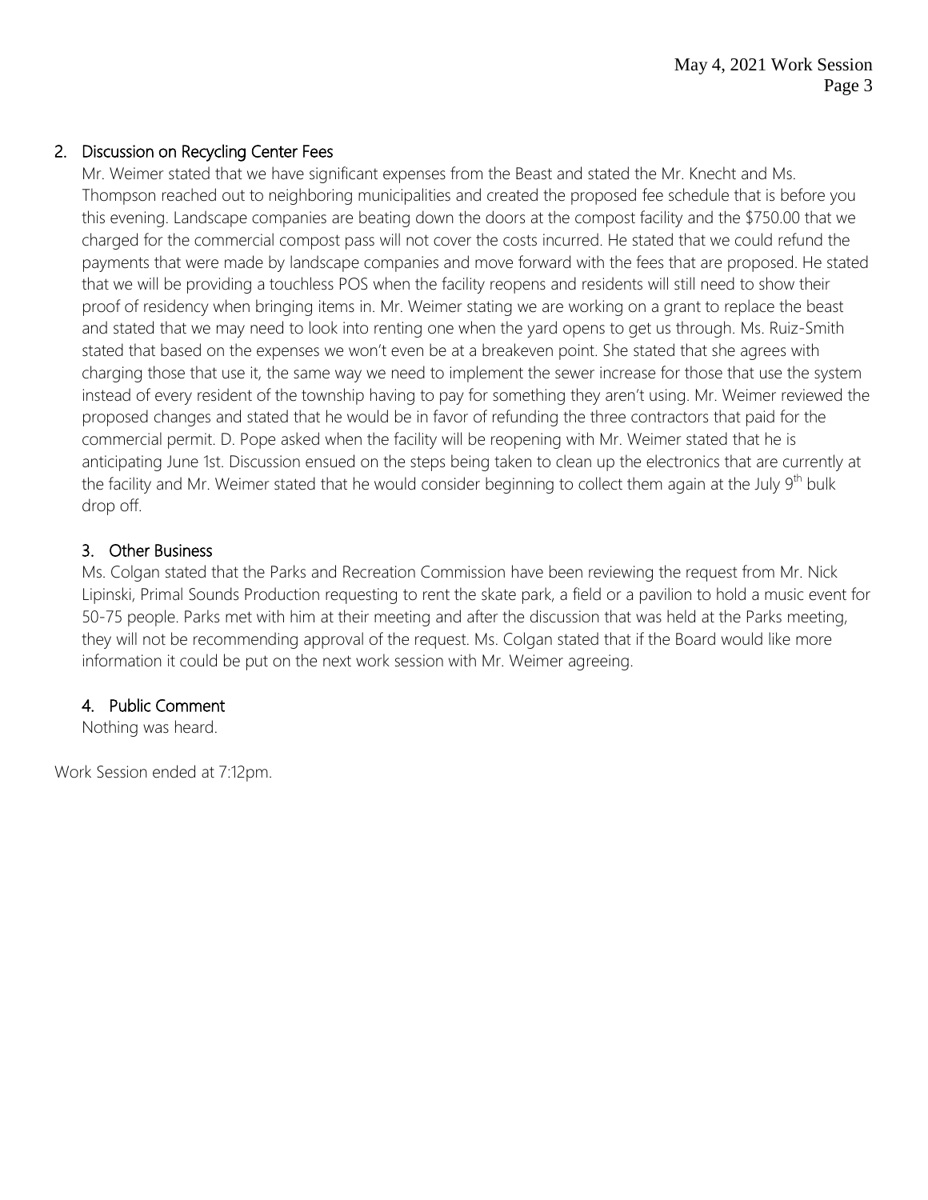## 2. Discussion on Recycling Center Fees

Mr. Weimer stated that we have significant expenses from the Beast and stated the Mr. Knecht and Ms. Thompson reached out to neighboring municipalities and created the proposed fee schedule that is before you this evening. Landscape companies are beating down the doors at the compost facility and the $750.00 that we charged for the commercial compost pass will not cover the costs incurred. He stated that we could refund the payments that were made by landscape companies and move forward with the fees that are proposed. He stated that we will be providing a touchless POS when the facility reopens and residents will still need to show their proof of residency when bringing items in. Mr. Weimer stating we are working on a grant to replace the beast and stated that we may need to look into renting one when the yard opens to get us through. Ms. Ruiz-Smith stated that based on the expenses we won't even be at a breakeven point. She stated that she agrees with charging those that use it, the same way we need to implement the sewer increase for those that use the system instead of every resident of the township having to pay for something they aren't using. Mr. Weimer reviewed the proposed changes and stated that he would be in favor of refunding the three contractors that paid for the commercial permit. D. Pope asked when the facility will be reopening with Mr. Weimer stated that he is anticipating June 1st. Discussion ensued on the steps being taken to clean up the electronics that are currently at the facility and Mr. Weimer stated that he would consider beginning to collect them again at the July 9th bulk drop off.

## 3. Other Business

Ms. Colgan stated that the Parks and Recreation Commission have been reviewing the request from Mr. Nick Lipinski, Primal Sounds Production requesting to rent the skate park, a field or a pavilion to hold a music event for 50-75 people. Parks met with him at their meeting and after the discussion that was held at the Parks meeting, they will not be recommending approval of the request. Ms. Colgan stated that if the Board would like more information it could be put on the next work session with Mr. Weimer agreeing.

## 4. Public Comment

Nothing was heard.

Work Session ended at 7:12pm.